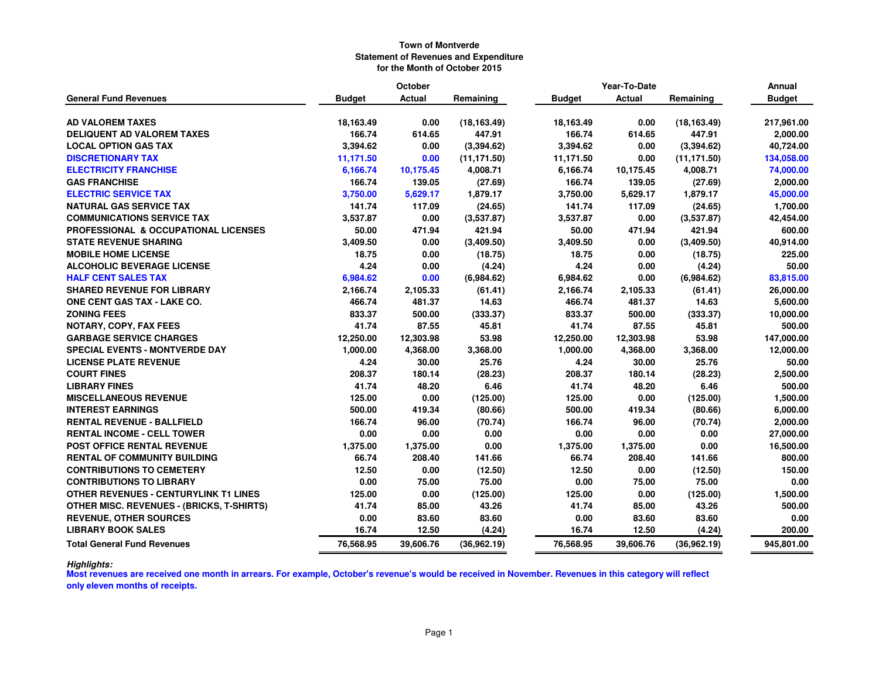**Town of Montverde**
**Statement of Revenues and Expenditure**
**for the Month of October 2015**

| General Fund Revenues | October | | | Year-To-Date | | | Annual |
|---|---|---|---|---|---|---|---|
| | Budget | Actual | Remaining | Budget | Actual | Remaining | Budget |
| AD VALOREM TAXES | 18,163.49 | 0.00 | (18,163.49) | 18,163.49 | 0.00 | (18,163.49) | 217,961.00 |
| DELIQUENT AD VALOREM TAXES | 166.74 | 614.65 | 447.91 | 166.74 | 614.65 | 447.91 | 2,000.00 |
| LOCAL OPTION GAS TAX | 3,394.62 | 0.00 | (3,394.62) | 3,394.62 | 0.00 | (3,394.62) | 40,724.00 |
| DISCRETIONARY TAX | 11,171.50 | 0.00 | (11,171.50) | 11,171.50 | 0.00 | (11,171.50) | 134,058.00 |
| ELECTRICITY FRANCHISE | 6,166.74 | 10,175.45 | 4,008.71 | 6,166.74 | 10,175.45 | 4,008.71 | 74,000.00 |
| GAS FRANCHISE | 166.74 | 139.05 | (27.69) | 166.74 | 139.05 | (27.69) | 2,000.00 |
| ELECTRIC SERVICE TAX | 3,750.00 | 5,629.17 | 1,879.17 | 3,750.00 | 5,629.17 | 1,879.17 | 45,000.00 |
| NATURAL GAS SERVICE TAX | 141.74 | 117.09 | (24.65) | 141.74 | 117.09 | (24.65) | 1,700.00 |
| COMMUNICATIONS SERVICE TAX | 3,537.87 | 0.00 | (3,537.87) | 3,537.87 | 0.00 | (3,537.87) | 42,454.00 |
| PROFESSIONAL & OCCUPATIONAL LICENSES | 50.00 | 471.94 | 421.94 | 50.00 | 471.94 | 421.94 | 600.00 |
| STATE REVENUE SHARING | 3,409.50 | 0.00 | (3,409.50) | 3,409.50 | 0.00 | (3,409.50) | 40,914.00 |
| MOBILE HOME LICENSE | 18.75 | 0.00 | (18.75) | 18.75 | 0.00 | (18.75) | 225.00 |
| ALCOHOLIC BEVERAGE LICENSE | 4.24 | 0.00 | (4.24) | 4.24 | 0.00 | (4.24) | 50.00 |
| HALF CENT SALES TAX | 6,984.62 | 0.00 | (6,984.62) | 6,984.62 | 0.00 | (6,984.62) | 83,815.00 |
| SHARED REVENUE FOR LIBRARY | 2,166.74 | 2,105.33 | (61.41) | 2,166.74 | 2,105.33 | (61.41) | 26,000.00 |
| ONE CENT GAS TAX - LAKE CO. | 466.74 | 481.37 | 14.63 | 466.74 | 481.37 | 14.63 | 5,600.00 |
| ZONING FEES | 833.37 | 500.00 | (333.37) | 833.37 | 500.00 | (333.37) | 10,000.00 |
| NOTARY, COPY, FAX FEES | 41.74 | 87.55 | 45.81 | 41.74 | 87.55 | 45.81 | 500.00 |
| GARBAGE SERVICE CHARGES | 12,250.00 | 12,303.98 | 53.98 | 12,250.00 | 12,303.98 | 53.98 | 147,000.00 |
| SPECIAL EVENTS - MONTVERDE DAY | 1,000.00 | 4,368.00 | 3,368.00 | 1,000.00 | 4,368.00 | 3,368.00 | 12,000.00 |
| LICENSE PLATE REVENUE | 4.24 | 30.00 | 25.76 | 4.24 | 30.00 | 25.76 | 50.00 |
| COURT FINES | 208.37 | 180.14 | (28.23) | 208.37 | 180.14 | (28.23) | 2,500.00 |
| LIBRARY FINES | 41.74 | 48.20 | 6.46 | 41.74 | 48.20 | 6.46 | 500.00 |
| MISCELLANEOUS REVENUE | 125.00 | 0.00 | (125.00) | 125.00 | 0.00 | (125.00) | 1,500.00 |
| INTEREST EARNINGS | 500.00 | 419.34 | (80.66) | 500.00 | 419.34 | (80.66) | 6,000.00 |
| RENTAL REVENUE - BALLFIELD | 166.74 | 96.00 | (70.74) | 166.74 | 96.00 | (70.74) | 2,000.00 |
| RENTAL INCOME - CELL TOWER | 0.00 | 0.00 | 0.00 | 0.00 | 0.00 | 0.00 | 27,000.00 |
| POST OFFICE RENTAL REVENUE | 1,375.00 | 1,375.00 | 0.00 | 1,375.00 | 1,375.00 | 0.00 | 16,500.00 |
| RENTAL OF COMMUNITY BUILDING | 66.74 | 208.40 | 141.66 | 66.74 | 208.40 | 141.66 | 800.00 |
| CONTRIBUTIONS TO CEMETERY | 12.50 | 0.00 | (12.50) | 12.50 | 0.00 | (12.50) | 150.00 |
| CONTRIBUTIONS TO LIBRARY | 0.00 | 75.00 | 75.00 | 0.00 | 75.00 | 75.00 | 0.00 |
| OTHER REVENUES - CENTURYLINK T1 LINES | 125.00 | 0.00 | (125.00) | 125.00 | 0.00 | (125.00) | 1,500.00 |
| OTHER MISC. REVENUES - (BRICKS, T-SHIRTS) | 41.74 | 85.00 | 43.26 | 41.74 | 85.00 | 43.26 | 500.00 |
| REVENUE, OTHER SOURCES | 0.00 | 83.60 | 83.60 | 0.00 | 83.60 | 83.60 | 0.00 |
| LIBRARY BOOK SALES | 16.74 | 12.50 | (4.24) | 16.74 | 12.50 | (4.24) | 200.00 |
| **Total General Fund Revenues** | 76,568.95 | 39,606.76 | (36,962.19) | 76,568.95 | 39,606.76 | (36,962.19) | 945,801.00 |

***Highlights:***

**Most revenues are received one month in arrears. For example, October's revenue's would be received in November. Revenues in this category will reflect only eleven months of receipts.**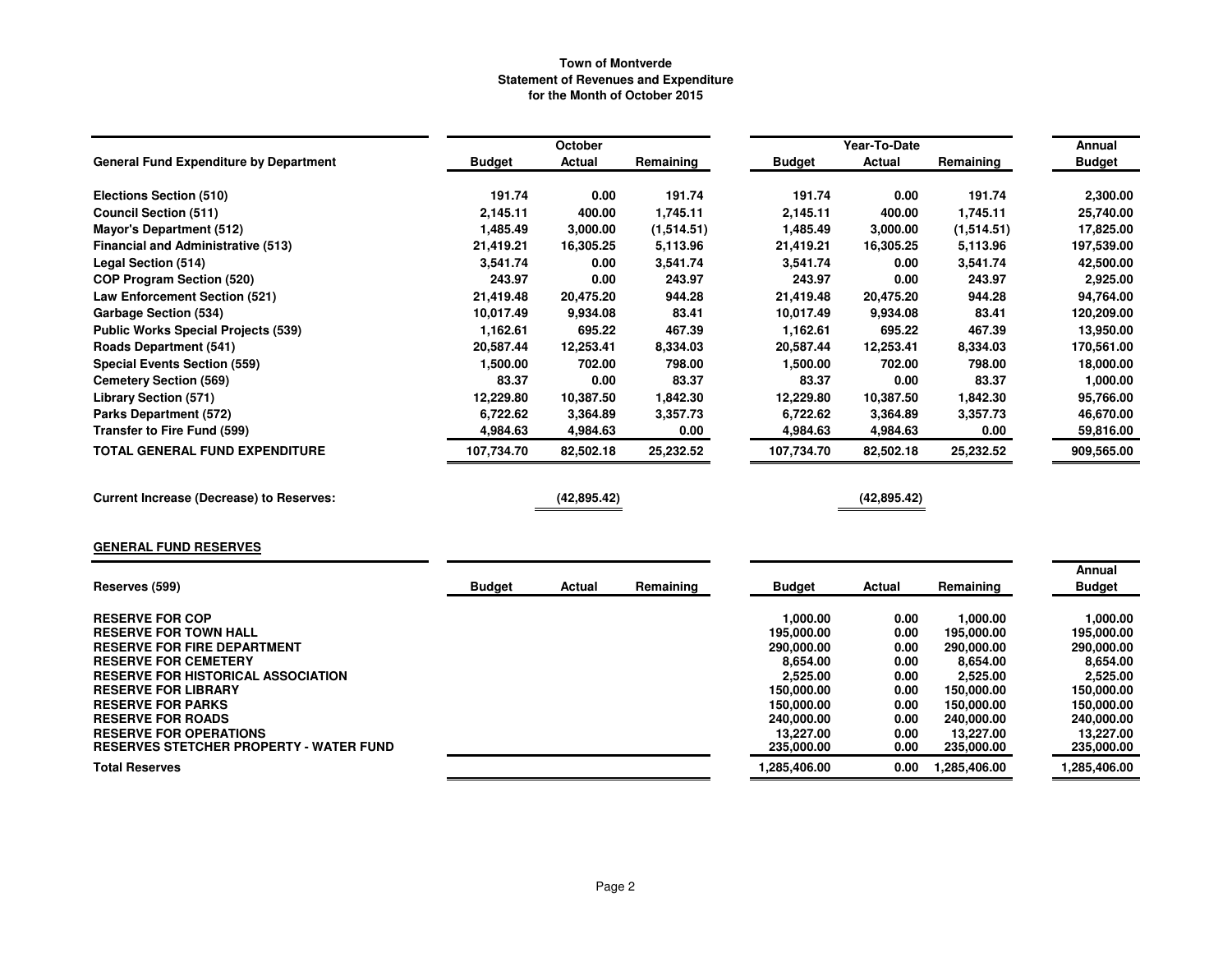# Town of Montverde
## Statement of Revenues and Expenditure
### for the Month of October 2015

| | October | | | Year-To-Date | | | Annual |
|---|---|---|---|---|---|---|---|
| **General Fund Expenditure by Department** | **Budget** | **Actual** | **Remaining** | **Budget** | **Actual** | **Remaining** | **Budget** |
| **Elections Section (510)** | 191.74 | 0.00 | 191.74 | 191.74 | 0.00 | 191.74 | 2,300.00 |
| **Council Section (511)** | 2,145.11 | 400.00 | 1,745.11 | 2,145.11 | 400.00 | 1,745.11 | 25,740.00 |
| **Mayor's Department (512)** | 1,485.49 | 3,000.00 | (1,514.51) | 1,485.49 | 3,000.00 | (1,514.51) | 17,825.00 |
| **Financial and Administrative (513)** | 21,419.21 | 16,305.25 | 5,113.96 | 21,419.21 | 16,305.25 | 5,113.96 | 197,539.00 |
| **Legal Section (514)** | 3,541.74 | 0.00 | 3,541.74 | 3,541.74 | 0.00 | 3,541.74 | 42,500.00 |
| **COP Program Section (520)** | 243.97 | 0.00 | 243.97 | 243.97 | 0.00 | 243.97 | 2,925.00 |
| **Law Enforcement Section (521)** | 21,419.48 | 20,475.20 | 944.28 | 21,419.48 | 20,475.20 | 944.28 | 94,764.00 |
| **Garbage Section (534)** | 10,017.49 | 9,934.08 | 83.41 | 10,017.49 | 9,934.08 | 83.41 | 120,209.00 |
| **Public Works Special Projects (539)** | 1,162.61 | 695.22 | 467.39 | 1,162.61 | 695.22 | 467.39 | 13,950.00 |
| **Roads Department (541)** | 20,587.44 | 12,253.41 | 8,334.03 | 20,587.44 | 12,253.41 | 8,334.03 | 170,561.00 |
| **Special Events Section (559)** | 1,500.00 | 702.00 | 798.00 | 1,500.00 | 702.00 | 798.00 | 18,000.00 |
| **Cemetery Section (569)** | 83.37 | 0.00 | 83.37 | 83.37 | 0.00 | 83.37 | 1,000.00 |
| **Library Section (571)** | 12,229.80 | 10,387.50 | 1,842.30 | 12,229.80 | 10,387.50 | 1,842.30 | 95,766.00 |
| **Parks Department (572)** | 6,722.62 | 3,364.89 | 3,357.73 | 6,722.62 | 3,364.89 | 3,357.73 | 46,670.00 |
| **Transfer to Fire Fund (599)** | 4,984.63 | 4,984.63 | 0.00 | 4,984.63 | 4,984.63 | 0.00 | 59,816.00 |
| **TOTAL GENERAL FUND EXPENDITURE** | 107,734.70 | 82,502.18 | 25,232.52 | 107,734.70 | 82,502.18 | 25,232.52 | 909,565.00 |
| | | | | | | | |
| **Current Increase (Decrease) to Reserves:** | | (42,895.42) | | | (42,895.42) | | |

**GENERAL FUND RESERVES**

| **Reserves (599)** | **Budget** | **Actual** | **Remaining** | **Budget** | **Actual** | **Remaining** | **Annual Budget** |
|---|---|---|---|---|---|---|---|
| **RESERVE FOR COP** | | | | 1,000.00 | 0.00 | 1,000.00 | 1,000.00 |
| **RESERVE FOR TOWN HALL** | | | | 195,000.00 | 0.00 | 195,000.00 | 195,000.00 |
| **RESERVE FOR FIRE DEPARTMENT** | | | | 290,000.00 | 0.00 | 290,000.00 | 290,000.00 |
| **RESERVE FOR CEMETERY** | | | | 8,654.00 | 0.00 | 8,654.00 | 8,654.00 |
| **RESERVE FOR HISTORICAL ASSOCIATION** | | | | 2,525.00 | 0.00 | 2,525.00 | 2,525.00 |
| **RESERVE FOR LIBRARY** | | | | 150,000.00 | 0.00 | 150,000.00 | 150,000.00 |
| **RESERVE FOR PARKS** | | | | 150,000.00 | 0.00 | 150,000.00 | 150,000.00 |
| **RESERVE FOR ROADS** | | | | 240,000.00 | 0.00 | 240,000.00 | 240,000.00 |
| **RESERVE FOR OPERATIONS** | | | | 13,227.00 | 0.00 | 13,227.00 | 13,227.00 |
| **RESERVES STETCHER PROPERTY - WATER FUND** | | | | 235,000.00 | 0.00 | 235,000.00 | 235,000.00 |
| **Total Reserves** | | | | 1,285,406.00 | 0.00 | 1,285,406.00 | 1,285,406.00 |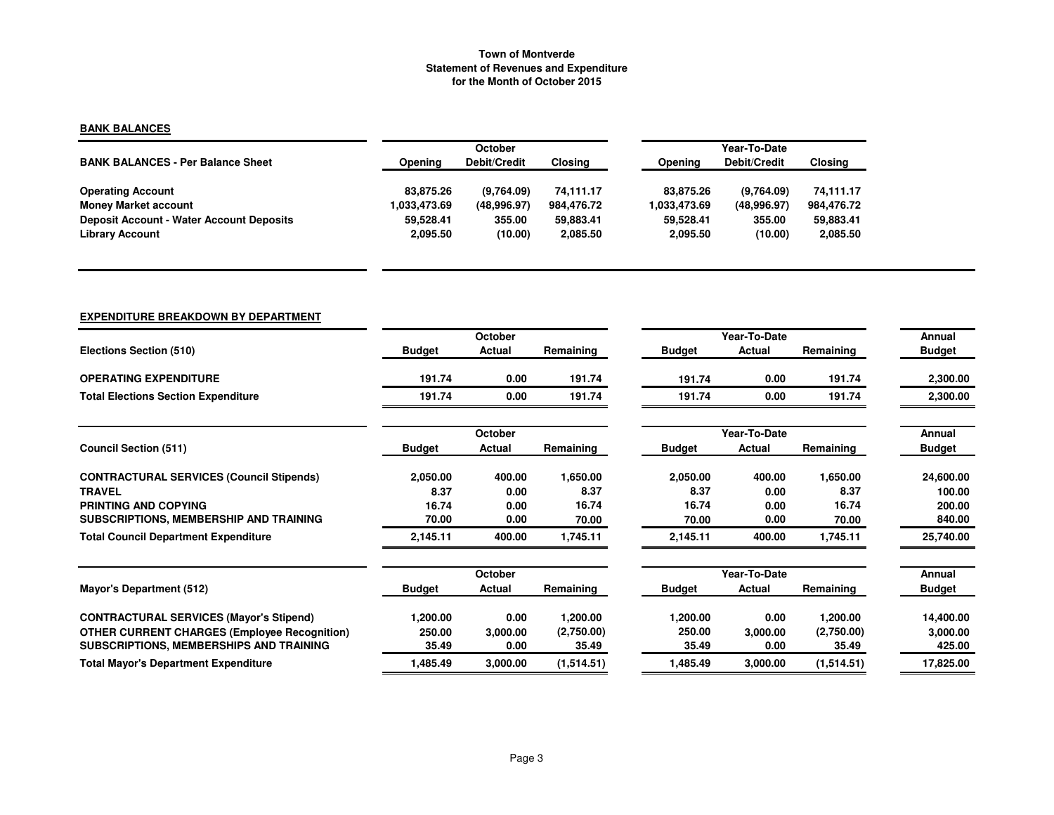**Town of Montverde**
**Statement of Revenues and Expenditure**
**for the Month of October 2015**

## BANK BALANCES

| BANK BALANCES - Per Balance Sheet | October | | | Year-To-Date | | |
|---|---|---|---|---|---|---|
| | Opening | Debit/Credit | Closing | Opening | Debit/Credit | Closing |
| **Operating Account** | 83,875.26 | (9,764.09) | 74,111.17 | 83,875.26 | (9,764.09) | 74,111.17 |
| **Money Market account** | 1,033,473.69 | (48,996.97) | 984,476.72 | 1,033,473.69 | (48,996.97) | 984,476.72 |
| **Deposit Account - Water Account Deposits** | 59,528.41 | 355.00 | 59,883.41 | 59,528.41 | 355.00 | 59,883.41 |
| **Library Account** | 2,095.50 | (10.00) | 2,085.50 | 2,095.50 | (10.00) | 2,085.50 |

## EXPENDITURE BREAKDOWN BY DEPARTMENT

| Elections Section (510) | October Budget | October Actual | October Remaining | Year-To-Date Budget | Year-To-Date Actual | Year-To-Date Remaining | Annual Budget |
|---|---|---|---|---|---|---|---|
| **OPERATING EXPENDITURE** | 191.74 | 0.00 | 191.74 | 191.74 | 0.00 | 191.74 | 2,300.00 |
| **Total Elections Section Expenditure** | 191.74 | 0.00 | 191.74 | 191.74 | 0.00 | 191.74 | 2,300.00 |

| Council Section (511) | October Budget | October Actual | October Remaining | Year-To-Date Budget | Year-To-Date Actual | Year-To-Date Remaining | Annual Budget |
|---|---|---|---|---|---|---|---|
| **CONTRACTURAL SERVICES (Council Stipends)** | 2,050.00 | 400.00 | 1,650.00 | 2,050.00 | 400.00 | 1,650.00 | 24,600.00 |
| **TRAVEL** | 8.37 | 0.00 | 8.37 | 8.37 | 0.00 | 8.37 | 100.00 |
| **PRINTING AND COPYING** | 16.74 | 0.00 | 16.74 | 16.74 | 0.00 | 16.74 | 200.00 |
| **SUBSCRIPTIONS, MEMBERSHIP AND TRAINING** | 70.00 | 0.00 | 70.00 | 70.00 | 0.00 | 70.00 | 840.00 |
| **Total Council Department Expenditure** | 2,145.11 | 400.00 | 1,745.11 | 2,145.11 | 400.00 | 1,745.11 | 25,740.00 |

| Mayor's Department (512) | October Budget | October Actual | October Remaining | Year-To-Date Budget | Year-To-Date Actual | Year-To-Date Remaining | Annual Budget |
|---|---|---|---|---|---|---|---|
| **CONTRACTURAL SERVICES (Mayor's Stipend)** | 1,200.00 | 0.00 | 1,200.00 | 1,200.00 | 0.00 | 1,200.00 | 14,400.00 |
| **OTHER CURRENT CHARGES (Employee Recognition)** | 250.00 | 3,000.00 | (2,750.00) | 250.00 | 3,000.00 | (2,750.00) | 3,000.00 |
| **SUBSCRIPTIONS, MEMBERSHIPS AND TRAINING** | 35.49 | 0.00 | 35.49 | 35.49 | 0.00 | 35.49 | 425.00 |
| **Total Mayor's Department Expenditure** | 1,485.49 | 3,000.00 | (1,514.51) | 1,485.49 | 3,000.00 | (1,514.51) | 17,825.00 |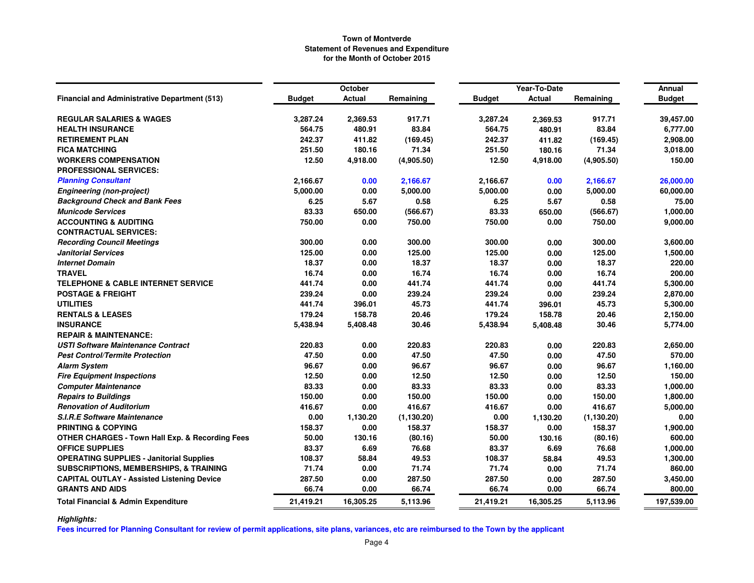# Town of Montverde
## Statement of Revenues and Expenditure
### for the Month of October 2015

| Financial and Administrative Department (513) | October Budget | October Actual | October Remaining | Year-To-Date Budget | Year-To-Date Actual | Year-To-Date Remaining | Annual Budget |
|---|---|---|---|---|---|---|---|
| **REGULAR SALARIES & WAGES** | 3,287.24 | 2,369.53 | 917.71 | 3,287.24 | 2,369.53 | 917.71 | 39,457.00 |
| **HEALTH INSURANCE** | 564.75 | 480.91 | 83.84 | 564.75 | 480.91 | 83.84 | 6,777.00 |
| **RETIREMENT PLAN** | 242.37 | 411.82 | (169.45) | 242.37 | 411.82 | (169.45) | 2,908.00 |
| **FICA MATCHING** | 251.50 | 180.16 | 71.34 | 251.50 | 180.16 | 71.34 | 3,018.00 |
| **WORKERS COMPENSATION** | 12.50 | 4,918.00 | (4,905.50) | 12.50 | 4,918.00 | (4,905.50) | 150.00 |
| **PROFESSIONAL SERVICES:** | | | | | | | |
| ***Planning Consultant*** | 2,166.67 | 0.00 | 2,166.67 | 2,166.67 | 0.00 | 2,166.67 | 26,000.00 |
| ***Engineering (non-project)*** | 5,000.00 | 0.00 | 5,000.00 | 5,000.00 | 0.00 | 5,000.00 | 60,000.00 |
| ***Background Check and Bank Fees*** | 6.25 | 5.67 | 0.58 | 6.25 | 5.67 | 0.58 | 75.00 |
| ***Municode Services*** | 83.33 | 650.00 | (566.67) | 83.33 | 650.00 | (566.67) | 1,000.00 |
| **ACCOUNTING & AUDITING** | 750.00 | 0.00 | 750.00 | 750.00 | 0.00 | 750.00 | 9,000.00 |
| **CONTRACTUAL SERVICES:** | | | | | | | |
| ***Recording Council Meetings*** | 300.00 | 0.00 | 300.00 | 300.00 | 0.00 | 300.00 | 3,600.00 |
| ***Janitorial Services*** | 125.00 | 0.00 | 125.00 | 125.00 | 0.00 | 125.00 | 1,500.00 |
| ***Internet Domain*** | 18.37 | 0.00 | 18.37 | 18.37 | 0.00 | 18.37 | 220.00 |
| **TRAVEL** | 16.74 | 0.00 | 16.74 | 16.74 | 0.00 | 16.74 | 200.00 |
| **TELEPHONE & CABLE INTERNET SERVICE** | 441.74 | 0.00 | 441.74 | 441.74 | 0.00 | 441.74 | 5,300.00 |
| **POSTAGE & FREIGHT** | 239.24 | 0.00 | 239.24 | 239.24 | 0.00 | 239.24 | 2,870.00 |
| **UTILITIES** | 441.74 | 396.01 | 45.73 | 441.74 | 396.01 | 45.73 | 5,300.00 |
| **RENTALS & LEASES** | 179.24 | 158.78 | 20.46 | 179.24 | 158.78 | 20.46 | 2,150.00 |
| **INSURANCE** | 5,438.94 | 5,408.48 | 30.46 | 5,438.94 | 5,408.48 | 30.46 | 5,774.00 |
| **REPAIR & MAINTENANCE:** | | | | | | | |
| ***USTI Software Maintenance Contract*** | 220.83 | 0.00 | 220.83 | 220.83 | 0.00 | 220.83 | 2,650.00 |
| ***Pest Control/Termite Protection*** | 47.50 | 0.00 | 47.50 | 47.50 | 0.00 | 47.50 | 570.00 |
| ***Alarm System*** | 96.67 | 0.00 | 96.67 | 96.67 | 0.00 | 96.67 | 1,160.00 |
| ***Fire Equipment Inspections*** | 12.50 | 0.00 | 12.50 | 12.50 | 0.00 | 12.50 | 150.00 |
| ***Computer Maintenance*** | 83.33 | 0.00 | 83.33 | 83.33 | 0.00 | 83.33 | 1,000.00 |
| ***Repairs to Buildings*** | 150.00 | 0.00 | 150.00 | 150.00 | 0.00 | 150.00 | 1,800.00 |
| ***Renovation of Auditorium*** | 416.67 | 0.00 | 416.67 | 416.67 | 0.00 | 416.67 | 5,000.00 |
| ***S.I.R.E Software Maintenance*** | 0.00 | 1,130.20 | (1,130.20) | 0.00 | 1,130.20 | (1,130.20) | 0.00 |
| **PRINTING & COPYING** | 158.37 | 0.00 | 158.37 | 158.37 | 0.00 | 158.37 | 1,900.00 |
| **OTHER CHARGES - Town Hall Exp. & Recording Fees** | 50.00 | 130.16 | (80.16) | 50.00 | 130.16 | (80.16) | 600.00 |
| **OFFICE SUPPLIES** | 83.37 | 6.69 | 76.68 | 83.37 | 6.69 | 76.68 | 1,000.00 |
| **OPERATING SUPPLIES - Janitorial Supplies** | 108.37 | 58.84 | 49.53 | 108.37 | 58.84 | 49.53 | 1,300.00 |
| **SUBSCRIPTIONS, MEMBERSHIPS, & TRAINING** | 71.74 | 0.00 | 71.74 | 71.74 | 0.00 | 71.74 | 860.00 |
| **CAPITAL OUTLAY - Assisted Listening Device** | 287.50 | 0.00 | 287.50 | 287.50 | 0.00 | 287.50 | 3,450.00 |
| **GRANTS AND AIDS** | 66.74 | 0.00 | 66.74 | 66.74 | 0.00 | 66.74 | 800.00 |
| **Total Financial & Admin Expenditure** | 21,419.21 | 16,305.25 | 5,113.96 | 21,419.21 | 16,305.25 | 5,113.96 | 197,539.00 |

***Highlights:***

**Fees incurred for Planning Consultant for review of permit applications, site plans, variances, etc are reimbursed to the Town by the applicant**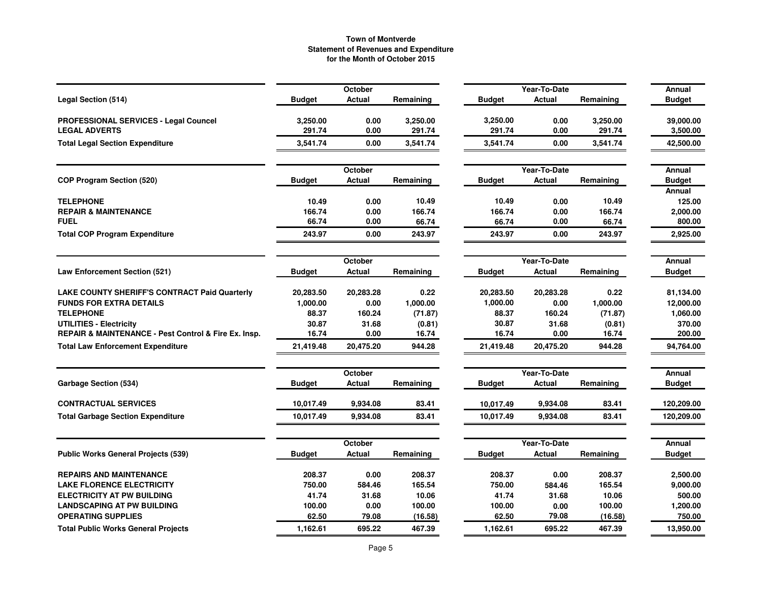**Town of Montverde**
**Statement of Revenues and Expenditure**
**for the Month of October 2015**

| Legal Section (514) | October Budget | October Actual | October Remaining | Year-To-Date Budget | Year-To-Date Actual | Year-To-Date Remaining | Annual Budget |
|---|---|---|---|---|---|---|---|
| PROFESSIONAL SERVICES - Legal Councel | 3,250.00 | 0.00 | 3,250.00 | 3,250.00 | 0.00 | 3,250.00 | 39,000.00 |
| LEGAL ADVERTS | 291.74 | 0.00 | 291.74 | 291.74 | 0.00 | 291.74 | 3,500.00 |
| **Total Legal Section Expenditure** | **3,541.74** | **0.00** | **3,541.74** | **3,541.74** | **0.00** | **3,541.74** | **42,500.00** |

| COP Program Section (520) | October Budget | October Actual | October Remaining | Year-To-Date Budget | Year-To-Date Actual | Year-To-Date Remaining | Annual Budget |
|---|---|---|---|---|---|---|---|
| | | | | | | | Annual |
| TELEPHONE | 10.49 | 0.00 | 10.49 | 10.49 | 0.00 | 10.49 | 125.00 |
| REPAIR & MAINTENANCE | 166.74 | 0.00 | 166.74 | 166.74 | 0.00 | 166.74 | 2,000.00 |
| FUEL | 66.74 | 0.00 | 66.74 | 66.74 | 0.00 | 66.74 | 800.00 |
| **Total COP Program Expenditure** | **243.97** | **0.00** | **243.97** | **243.97** | **0.00** | **243.97** | **2,925.00** |

| Law Enforcement Section (521) | October Budget | October Actual | October Remaining | Year-To-Date Budget | Year-To-Date Actual | Year-To-Date Remaining | Annual Budget |
|---|---|---|---|---|---|---|---|
| LAKE COUNTY SHERIFF'S CONTRACT Paid Quarterly | 20,283.50 | 20,283.28 | 0.22 | 20,283.50 | 20,283.28 | 0.22 | 81,134.00 |
| FUNDS FOR EXTRA DETAILS | 1,000.00 | 0.00 | 1,000.00 | 1,000.00 | 0.00 | 1,000.00 | 12,000.00 |
| TELEPHONE | 88.37 | 160.24 | (71.87) | 88.37 | 160.24 | (71.87) | 1,060.00 |
| UTILITIES - Electricity | 30.87 | 31.68 | (0.81) | 30.87 | 31.68 | (0.81) | 370.00 |
| REPAIR & MAINTENANCE - Pest Control & Fire Ex. Insp. | 16.74 | 0.00 | 16.74 | 16.74 | 0.00 | 16.74 | 200.00 |
| **Total Law Enforcement Expenditure** | **21,419.48** | **20,475.20** | **944.28** | **21,419.48** | **20,475.20** | **944.28** | **94,764.00** |

| Garbage Section (534) | October Budget | October Actual | October Remaining | Year-To-Date Budget | Year-To-Date Actual | Year-To-Date Remaining | Annual Budget |
|---|---|---|---|---|---|---|---|
| CONTRACTUAL SERVICES | 10,017.49 | 9,934.08 | 83.41 | 10,017.49 | 9,934.08 | 83.41 | 120,209.00 |
| **Total Garbage Section Expenditure** | **10,017.49** | **9,934.08** | **83.41** | **10,017.49** | **9,934.08** | **83.41** | **120,209.00** |

| Public Works General Projects (539) | October Budget | October Actual | October Remaining | Year-To-Date Budget | Year-To-Date Actual | Year-To-Date Remaining | Annual Budget |
|---|---|---|---|---|---|---|---|
| REPAIRS AND MAINTENANCE | 208.37 | 0.00 | 208.37 | 208.37 | 0.00 | 208.37 | 2,500.00 |
| LAKE FLORENCE ELECTRICITY | 750.00 | 584.46 | 165.54 | 750.00 | 584.46 | 165.54 | 9,000.00 |
| ELECTRICITY AT PW BUILDING | 41.74 | 31.68 | 10.06 | 41.74 | 31.68 | 10.06 | 500.00 |
| LANDSCAPING AT PW BUILDING | 100.00 | 0.00 | 100.00 | 100.00 | 0.00 | 100.00 | 1,200.00 |
| OPERATING SUPPLIES | 62.50 | 79.08 | (16.58) | 62.50 | 79.08 | (16.58) | 750.00 |
| **Total Public Works General Projects** | **1,162.61** | **695.22** | **467.39** | **1,162.61** | **695.22** | **467.39** | **13,950.00** |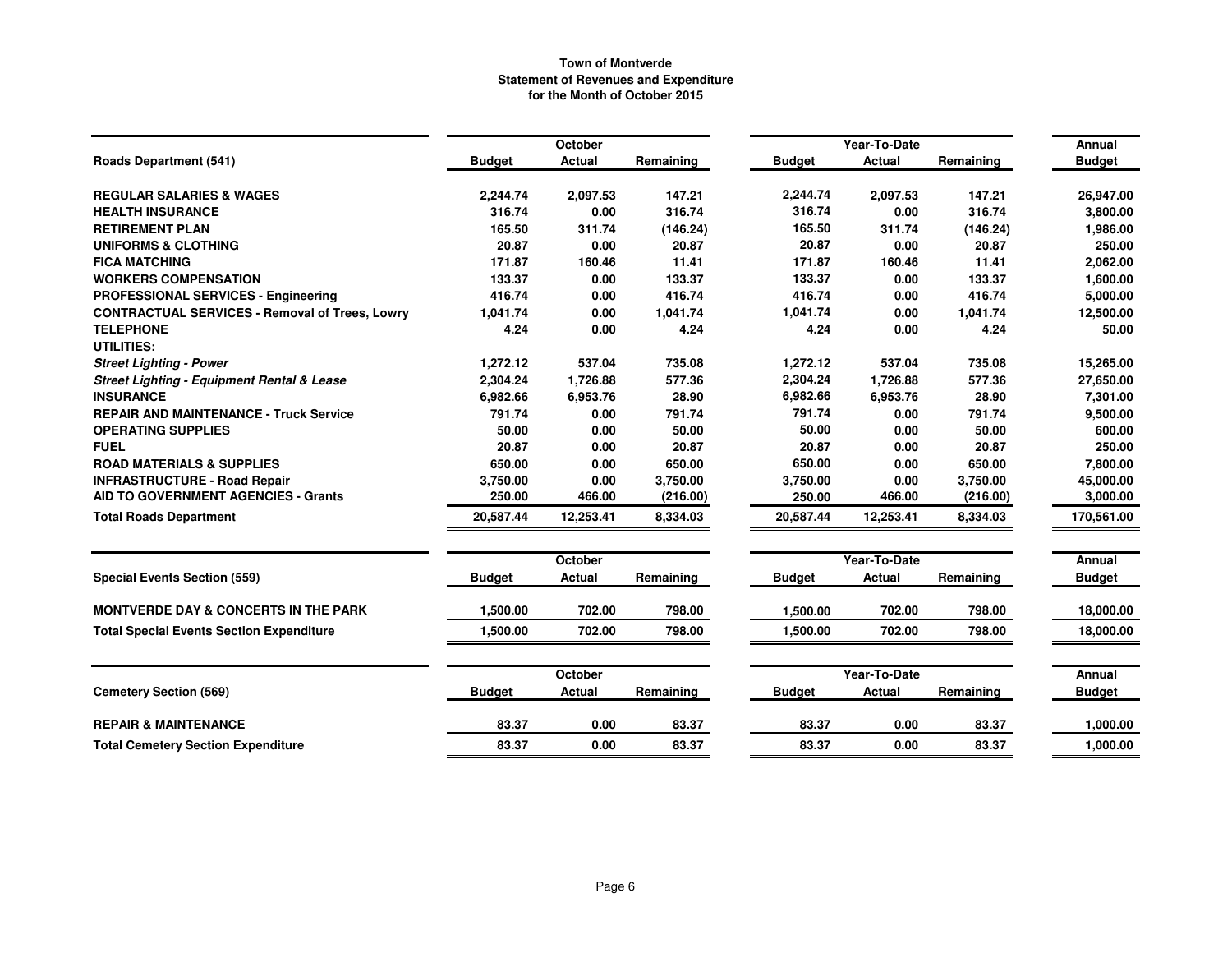# Town of Montverde
## Statement of Revenues and Expenditure
### for the Month of October 2015

| Roads Department (541) | October Budget | October Actual | October Remaining | Year-To-Date Budget | Year-To-Date Actual | Year-To-Date Remaining | Annual Budget |
|---|---|---|---|---|---|---|---|
| **REGULAR SALARIES & WAGES** | 2,244.74 | 2,097.53 | 147.21 | 2,244.74 | 2,097.53 | 147.21 | 26,947.00 |
| **HEALTH INSURANCE** | 316.74 | 0.00 | 316.74 | 316.74 | 0.00 | 316.74 | 3,800.00 |
| **RETIREMENT PLAN** | 165.50 | 311.74 | (146.24) | 165.50 | 311.74 | (146.24) | 1,986.00 |
| **UNIFORMS & CLOTHING** | 20.87 | 0.00 | 20.87 | 20.87 | 0.00 | 20.87 | 250.00 |
| **FICA MATCHING** | 171.87 | 160.46 | 11.41 | 171.87 | 160.46 | 11.41 | 2,062.00 |
| **WORKERS COMPENSATION** | 133.37 | 0.00 | 133.37 | 133.37 | 0.00 | 133.37 | 1,600.00 |
| **PROFESSIONAL SERVICES - Engineering** | 416.74 | 0.00 | 416.74 | 416.74 | 0.00 | 416.74 | 5,000.00 |
| **CONTRACTUAL SERVICES - Removal of Trees, Lowry** | 1,041.74 | 0.00 | 1,041.74 | 1,041.74 | 0.00 | 1,041.74 | 12,500.00 |
| **TELEPHONE** | 4.24 | 0.00 | 4.24 | 4.24 | 0.00 | 4.24 | 50.00 |
| **UTILITIES:** | | | | | | | |
| ***Street Lighting - Power*** | 1,272.12 | 537.04 | 735.08 | 1,272.12 | 537.04 | 735.08 | 15,265.00 |
| ***Street Lighting - Equipment Rental & Lease*** | 2,304.24 | 1,726.88 | 577.36 | 2,304.24 | 1,726.88 | 577.36 | 27,650.00 |
| **INSURANCE** | 6,982.66 | 6,953.76 | 28.90 | 6,982.66 | 6,953.76 | 28.90 | 7,301.00 |
| **REPAIR AND MAINTENANCE - Truck Service** | 791.74 | 0.00 | 791.74 | 791.74 | 0.00 | 791.74 | 9,500.00 |
| **OPERATING SUPPLIES** | 50.00 | 0.00 | 50.00 | 50.00 | 0.00 | 50.00 | 600.00 |
| **FUEL** | 20.87 | 0.00 | 20.87 | 20.87 | 0.00 | 20.87 | 250.00 |
| **ROAD MATERIALS & SUPPLIES** | 650.00 | 0.00 | 650.00 | 650.00 | 0.00 | 650.00 | 7,800.00 |
| **INFRASTRUCTURE - Road Repair** | 3,750.00 | 0.00 | 3,750.00 | 3,750.00 | 0.00 | 3,750.00 | 45,000.00 |
| **AID TO GOVERNMENT AGENCIES - Grants** | 250.00 | 466.00 | (216.00) | 250.00 | 466.00 | (216.00) | 3,000.00 |
| **Total Roads Department** | 20,587.44 | 12,253.41 | 8,334.03 | 20,587.44 | 12,253.41 | 8,334.03 | 170,561.00 |

| Special Events Section (559) | October Budget | October Actual | October Remaining | Year-To-Date Budget | Year-To-Date Actual | Year-To-Date Remaining | Annual Budget |
|---|---|---|---|---|---|---|---|
| **MONTVERDE DAY & CONCERTS IN THE PARK** | 1,500.00 | 702.00 | 798.00 | 1,500.00 | 702.00 | 798.00 | 18,000.00 |
| **Total Special Events Section Expenditure** | 1,500.00 | 702.00 | 798.00 | 1,500.00 | 702.00 | 798.00 | 18,000.00 |

| Cemetery Section (569) | October Budget | October Actual | October Remaining | Year-To-Date Budget | Year-To-Date Actual | Year-To-Date Remaining | Annual Budget |
|---|---|---|---|---|---|---|---|
| **REPAIR & MAINTENANCE** | 83.37 | 0.00 | 83.37 | 83.37 | 0.00 | 83.37 | 1,000.00 |
| **Total Cemetery Section Expenditure** | 83.37 | 0.00 | 83.37 | 83.37 | 0.00 | 83.37 | 1,000.00 |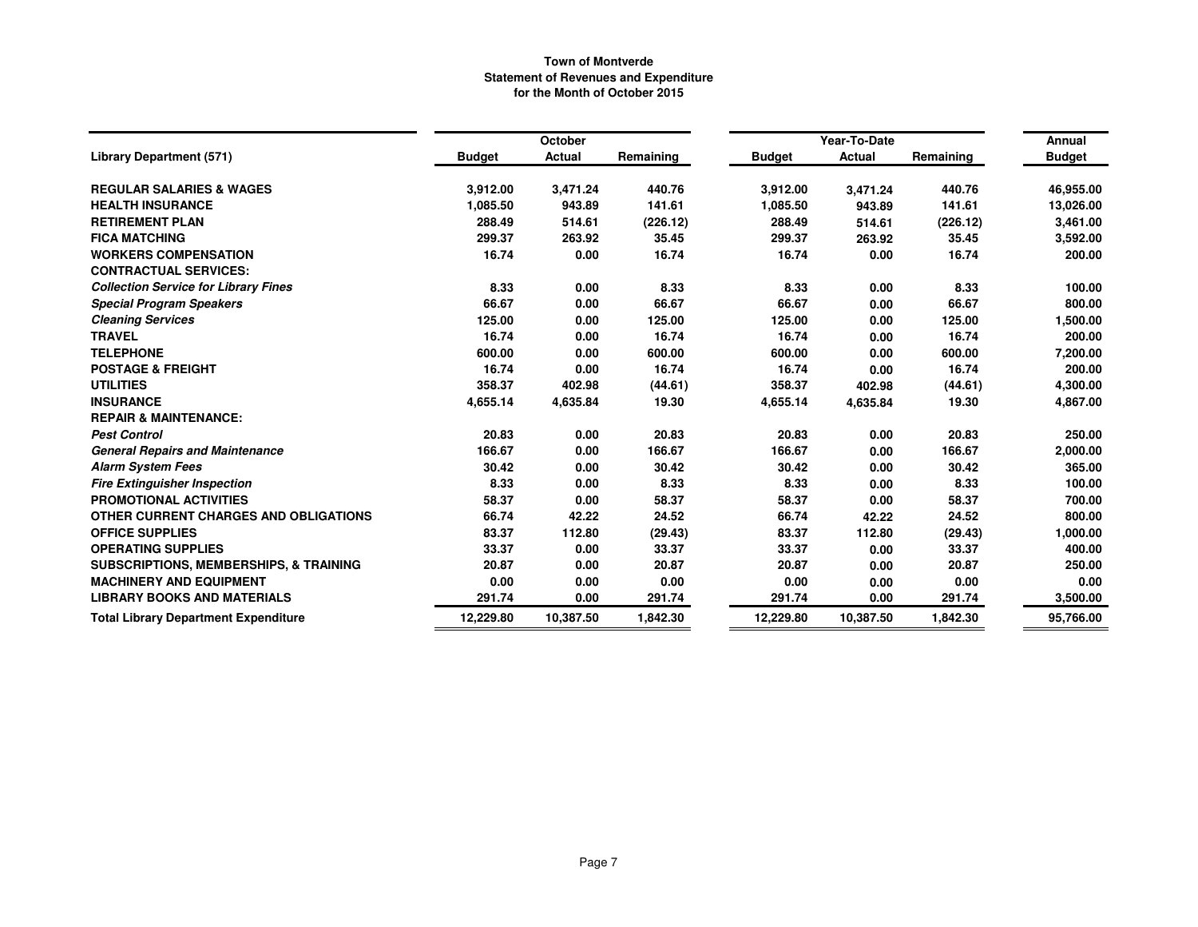# Town of Montverde
## Statement of Revenues and Expenditure
### for the Month of October 2015

| Library Department (571) | October Budget | October Actual | October Remaining | Year-To-Date Budget | Year-To-Date Actual | Year-To-Date Remaining | Annual Budget |
|---|---|---|---|---|---|---|---|
| **REGULAR SALARIES & WAGES** | 3,912.00 | 3,471.24 | 440.76 | 3,912.00 | 3,471.24 | 440.76 | 46,955.00 |
| **HEALTH INSURANCE** | 1,085.50 | 943.89 | 141.61 | 1,085.50 | 943.89 | 141.61 | 13,026.00 |
| **RETIREMENT PLAN** | 288.49 | 514.61 | (226.12) | 288.49 | 514.61 | (226.12) | 3,461.00 |
| **FICA MATCHING** | 299.37 | 263.92 | 35.45 | 299.37 | 263.92 | 35.45 | 3,592.00 |
| **WORKERS COMPENSATION** | 16.74 | 0.00 | 16.74 | 16.74 | 0.00 | 16.74 | 200.00 |
| **CONTRACTUAL SERVICES:** | | | | | | | |
| ***Collection Service for Library Fines*** | 8.33 | 0.00 | 8.33 | 8.33 | 0.00 | 8.33 | 100.00 |
| ***Special Program Speakers*** | 66.67 | 0.00 | 66.67 | 66.67 | 0.00 | 66.67 | 800.00 |
| ***Cleaning Services*** | 125.00 | 0.00 | 125.00 | 125.00 | 0.00 | 125.00 | 1,500.00 |
| **TRAVEL** | 16.74 | 0.00 | 16.74 | 16.74 | 0.00 | 16.74 | 200.00 |
| **TELEPHONE** | 600.00 | 0.00 | 600.00 | 600.00 | 0.00 | 600.00 | 7,200.00 |
| **POSTAGE & FREIGHT** | 16.74 | 0.00 | 16.74 | 16.74 | 0.00 | 16.74 | 200.00 |
| **UTILITIES** | 358.37 | 402.98 | (44.61) | 358.37 | 402.98 | (44.61) | 4,300.00 |
| **INSURANCE** | 4,655.14 | 4,635.84 | 19.30 | 4,655.14 | 4,635.84 | 19.30 | 4,867.00 |
| **REPAIR & MAINTENANCE:** | | | | | | | |
| ***Pest Control*** | 20.83 | 0.00 | 20.83 | 20.83 | 0.00 | 20.83 | 250.00 |
| ***General Repairs and Maintenance*** | 166.67 | 0.00 | 166.67 | 166.67 | 0.00 | 166.67 | 2,000.00 |
| ***Alarm System Fees*** | 30.42 | 0.00 | 30.42 | 30.42 | 0.00 | 30.42 | 365.00 |
| ***Fire Extinguisher Inspection*** | 8.33 | 0.00 | 8.33 | 8.33 | 0.00 | 8.33 | 100.00 |
| **PROMOTIONAL ACTIVITIES** | 58.37 | 0.00 | 58.37 | 58.37 | 0.00 | 58.37 | 700.00 |
| **OTHER CURRENT CHARGES AND OBLIGATIONS** | 66.74 | 42.22 | 24.52 | 66.74 | 42.22 | 24.52 | 800.00 |
| **OFFICE SUPPLIES** | 83.37 | 112.80 | (29.43) | 83.37 | 112.80 | (29.43) | 1,000.00 |
| **OPERATING SUPPLIES** | 33.37 | 0.00 | 33.37 | 33.37 | 0.00 | 33.37 | 400.00 |
| **SUBSCRIPTIONS, MEMBERSHIPS, & TRAINING** | 20.87 | 0.00 | 20.87 | 20.87 | 0.00 | 20.87 | 250.00 |
| **MACHINERY AND EQUIPMENT** | 0.00 | 0.00 | 0.00 | 0.00 | 0.00 | 0.00 | 0.00 |
| **LIBRARY BOOKS AND MATERIALS** | 291.74 | 0.00 | 291.74 | 291.74 | 0.00 | 291.74 | 3,500.00 |
| **Total Library Department Expenditure** | 12,229.80 | 10,387.50 | 1,842.30 | 12,229.80 | 10,387.50 | 1,842.30 | 95,766.00 |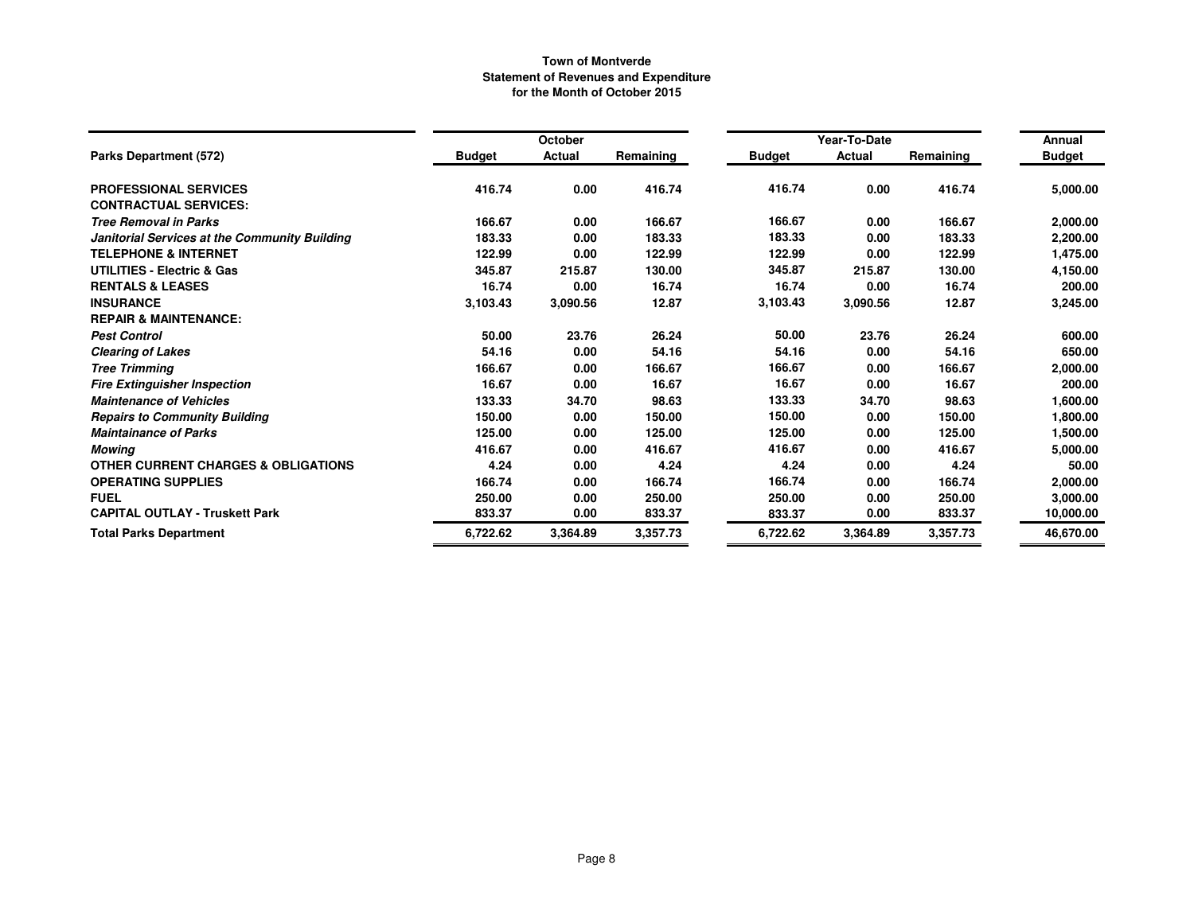**Town of Montverde**
**Statement of Revenues and Expenditure**
**for the Month of October 2015**

| Parks Department (572) | October | | | Year-To-Date | | | Annual |
|---|---|---|---|---|---|---|---|
| | Budget | Actual | Remaining | Budget | Actual | Remaining | Budget |
| **PROFESSIONAL SERVICES** | 416.74 | 0.00 | 416.74 | 416.74 | 0.00 | 416.74 | 5,000.00 |
| **CONTRACTUAL SERVICES:** | | | | | | | |
| ***Tree Removal in Parks*** | 166.67 | 0.00 | 166.67 | 166.67 | 0.00 | 166.67 | 2,000.00 |
| ***Janitorial Services at the Community Building*** | 183.33 | 0.00 | 183.33 | 183.33 | 0.00 | 183.33 | 2,200.00 |
| **TELEPHONE & INTERNET** | 122.99 | 0.00 | 122.99 | 122.99 | 0.00 | 122.99 | 1,475.00 |
| **UTILITIES - Electric & Gas** | 345.87 | 215.87 | 130.00 | 345.87 | 215.87 | 130.00 | 4,150.00 |
| **RENTALS & LEASES** | 16.74 | 0.00 | 16.74 | 16.74 | 0.00 | 16.74 | 200.00 |
| **INSURANCE** | 3,103.43 | 3,090.56 | 12.87 | 3,103.43 | 3,090.56 | 12.87 | 3,245.00 |
| **REPAIR & MAINTENANCE:** | | | | | | | |
| ***Pest Control*** | 50.00 | 23.76 | 26.24 | 50.00 | 23.76 | 26.24 | 600.00 |
| ***Clearing of Lakes*** | 54.16 | 0.00 | 54.16 | 54.16 | 0.00 | 54.16 | 650.00 |
| ***Tree Trimming*** | 166.67 | 0.00 | 166.67 | 166.67 | 0.00 | 166.67 | 2,000.00 |
| ***Fire Extinguisher Inspection*** | 16.67 | 0.00 | 16.67 | 16.67 | 0.00 | 16.67 | 200.00 |
| ***Maintenance of Vehicles*** | 133.33 | 34.70 | 98.63 | 133.33 | 34.70 | 98.63 | 1,600.00 |
| ***Repairs to Community Building*** | 150.00 | 0.00 | 150.00 | 150.00 | 0.00 | 150.00 | 1,800.00 |
| ***Maintainance of Parks*** | 125.00 | 0.00 | 125.00 | 125.00 | 0.00 | 125.00 | 1,500.00 |
| ***Mowing*** | 416.67 | 0.00 | 416.67 | 416.67 | 0.00 | 416.67 | 5,000.00 |
| **OTHER CURRENT CHARGES & OBLIGATIONS** | 4.24 | 0.00 | 4.24 | 4.24 | 0.00 | 4.24 | 50.00 |
| **OPERATING SUPPLIES** | 166.74 | 0.00 | 166.74 | 166.74 | 0.00 | 166.74 | 2,000.00 |
| **FUEL** | 250.00 | 0.00 | 250.00 | 250.00 | 0.00 | 250.00 | 3,000.00 |
| **CAPITAL OUTLAY - Truskett Park** | 833.37 | 0.00 | 833.37 | 833.37 | 0.00 | 833.37 | 10,000.00 |
| **Total Parks Department** | 6,722.62 | 3,364.89 | 3,357.73 | 6,722.62 | 3,364.89 | 3,357.73 | 46,670.00 |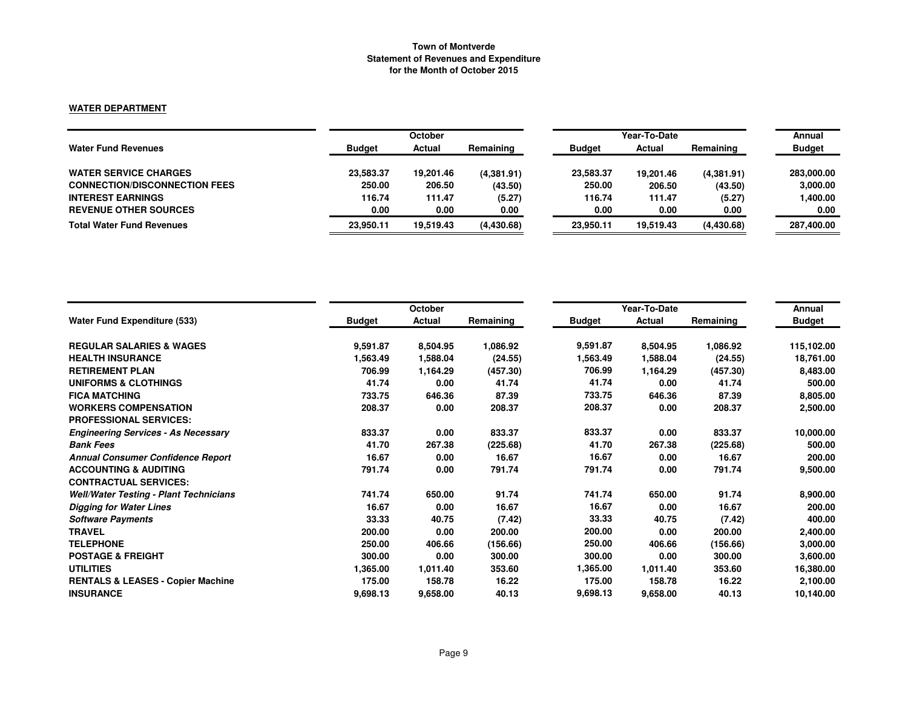**Town of Montverde**
**Statement of Revenues and Expenditure**
**for the Month of October 2015**

**WATER DEPARTMENT**

| Water Fund Revenues | October Budget | October Actual | October Remaining | Year-To-Date Budget | Year-To-Date Actual | Year-To-Date Remaining | Annual Budget |
|---|---|---|---|---|---|---|---|
| **WATER SERVICE CHARGES** | 23,583.37 | 19,201.46 | (4,381.91) | 23,583.37 | 19,201.46 | (4,381.91) | 283,000.00 |
| **CONNECTION/DISCONNECTION FEES** | 250.00 | 206.50 | (43.50) | 250.00 | 206.50 | (43.50) | 3,000.00 |
| **INTEREST EARNINGS** | 116.74 | 111.47 | (5.27) | 116.74 | 111.47 | (5.27) | 1,400.00 |
| **REVENUE OTHER SOURCES** | 0.00 | 0.00 | 0.00 | 0.00 | 0.00 | 0.00 | 0.00 |
| **Total Water Fund Revenues** | 23,950.11 | 19,519.43 | (4,430.68) | 23,950.11 | 19,519.43 | (4,430.68) | 287,400.00 |

| Water Fund Expenditure (533) | October Budget | October Actual | October Remaining | Year-To-Date Budget | Year-To-Date Actual | Year-To-Date Remaining | Annual Budget |
|---|---|---|---|---|---|---|---|
| **REGULAR SALARIES & WAGES** | 9,591.87 | 8,504.95 | 1,086.92 | 9,591.87 | 8,504.95 | 1,086.92 | 115,102.00 |
| **HEALTH INSURANCE** | 1,563.49 | 1,588.04 | (24.55) | 1,563.49 | 1,588.04 | (24.55) | 18,761.00 |
| **RETIREMENT PLAN** | 706.99 | 1,164.29 | (457.30) | 706.99 | 1,164.29 | (457.30) | 8,483.00 |
| **UNIFORMS & CLOTHINGS** | 41.74 | 0.00 | 41.74 | 41.74 | 0.00 | 41.74 | 500.00 |
| **FICA MATCHING** | 733.75 | 646.36 | 87.39 | 733.75 | 646.36 | 87.39 | 8,805.00 |
| **WORKERS COMPENSATION** | 208.37 | 0.00 | 208.37 | 208.37 | 0.00 | 208.37 | 2,500.00 |
| **PROFESSIONAL SERVICES:** | | | | | | | |
| ***Engineering Services - As Necessary*** | 833.37 | 0.00 | 833.37 | 833.37 | 0.00 | 833.37 | 10,000.00 |
| ***Bank Fees*** | 41.70 | 267.38 | (225.68) | 41.70 | 267.38 | (225.68) | 500.00 |
| ***Annual Consumer Confidence Report*** | 16.67 | 0.00 | 16.67 | 16.67 | 0.00 | 16.67 | 200.00 |
| **ACCOUNTING & AUDITING** | 791.74 | 0.00 | 791.74 | 791.74 | 0.00 | 791.74 | 9,500.00 |
| **CONTRACTUAL SERVICES:** | | | | | | | |
| ***Well/Water Testing - Plant Technicians*** | 741.74 | 650.00 | 91.74 | 741.74 | 650.00 | 91.74 | 8,900.00 |
| ***Digging for Water Lines*** | 16.67 | 0.00 | 16.67 | 16.67 | 0.00 | 16.67 | 200.00 |
| ***Software Payments*** | 33.33 | 40.75 | (7.42) | 33.33 | 40.75 | (7.42) | 400.00 |
| **TRAVEL** | 200.00 | 0.00 | 200.00 | 200.00 | 0.00 | 200.00 | 2,400.00 |
| **TELEPHONE** | 250.00 | 406.66 | (156.66) | 250.00 | 406.66 | (156.66) | 3,000.00 |
| **POSTAGE & FREIGHT** | 300.00 | 0.00 | 300.00 | 300.00 | 0.00 | 300.00 | 3,600.00 |
| **UTILITIES** | 1,365.00 | 1,011.40 | 353.60 | 1,365.00 | 1,011.40 | 353.60 | 16,380.00 |
| **RENTALS & LEASES - Copier Machine** | 175.00 | 158.78 | 16.22 | 175.00 | 158.78 | 16.22 | 2,100.00 |
| **INSURANCE** | 9,698.13 | 9,658.00 | 40.13 | 9,698.13 | 9,658.00 | 40.13 | 10,140.00 |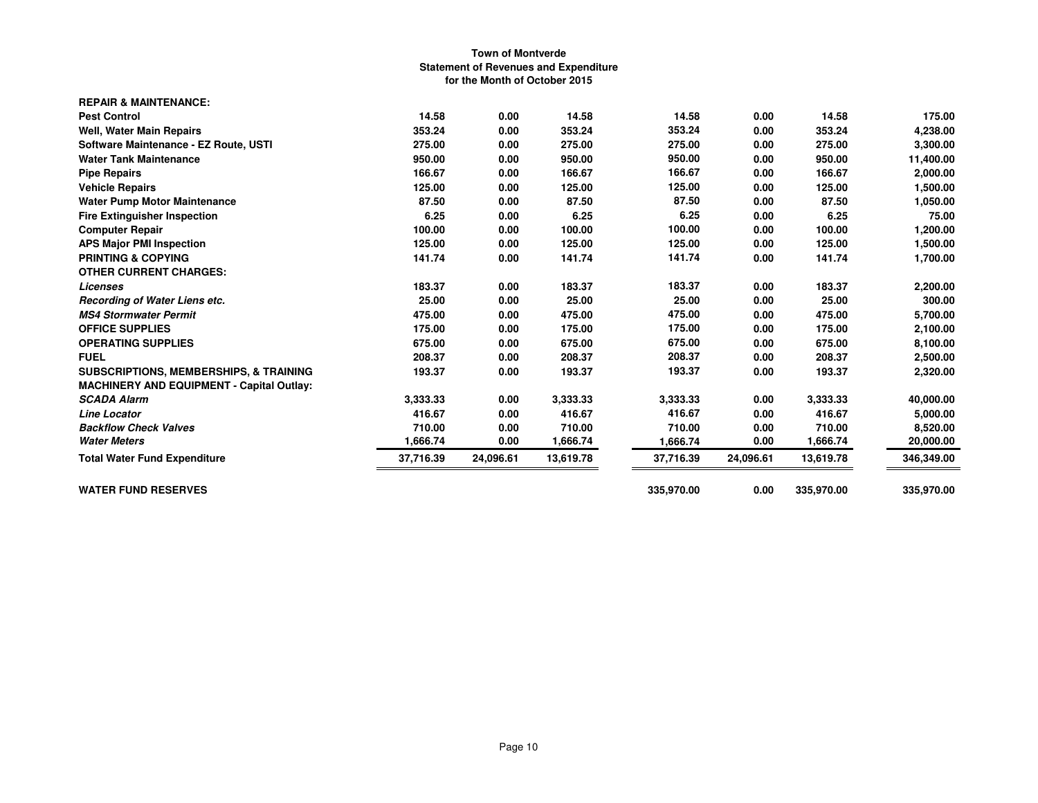**Town of Montverde**
**Statement of Revenues and Expenditure**
**for the Month of October 2015**

| | | | | | | | |
|---|---|---|---|---|---|---|---|
| **REPAIR & MAINTENANCE:** | | | | | | | |
| **Pest Control** | 14.58 | 0.00 | 14.58 | 14.58 | 0.00 | 14.58 | 175.00 |
| **Well, Water Main Repairs** | 353.24 | 0.00 | 353.24 | 353.24 | 0.00 | 353.24 | 4,238.00 |
| **Software Maintenance - EZ Route, USTI** | 275.00 | 0.00 | 275.00 | 275.00 | 0.00 | 275.00 | 3,300.00 |
| **Water Tank Maintenance** | 950.00 | 0.00 | 950.00 | 950.00 | 0.00 | 950.00 | 11,400.00 |
| **Pipe Repairs** | 166.67 | 0.00 | 166.67 | 166.67 | 0.00 | 166.67 | 2,000.00 |
| **Vehicle Repairs** | 125.00 | 0.00 | 125.00 | 125.00 | 0.00 | 125.00 | 1,500.00 |
| **Water Pump Motor Maintenance** | 87.50 | 0.00 | 87.50 | 87.50 | 0.00 | 87.50 | 1,050.00 |
| **Fire Extinguisher Inspection** | 6.25 | 0.00 | 6.25 | 6.25 | 0.00 | 6.25 | 75.00 |
| **Computer Repair** | 100.00 | 0.00 | 100.00 | 100.00 | 0.00 | 100.00 | 1,200.00 |
| **APS Major PMI Inspection** | 125.00 | 0.00 | 125.00 | 125.00 | 0.00 | 125.00 | 1,500.00 |
| **PRINTING & COPYING** | 141.74 | 0.00 | 141.74 | 141.74 | 0.00 | 141.74 | 1,700.00 |
| **OTHER CURRENT CHARGES:** | | | | | | | |
| ***Licenses*** | 183.37 | 0.00 | 183.37 | 183.37 | 0.00 | 183.37 | 2,200.00 |
| ***Recording of Water Liens etc.*** | 25.00 | 0.00 | 25.00 | 25.00 | 0.00 | 25.00 | 300.00 |
| ***MS4 Stormwater Permit*** | 475.00 | 0.00 | 475.00 | 475.00 | 0.00 | 475.00 | 5,700.00 |
| **OFFICE SUPPLIES** | 175.00 | 0.00 | 175.00 | 175.00 | 0.00 | 175.00 | 2,100.00 |
| **OPERATING SUPPLIES** | 675.00 | 0.00 | 675.00 | 675.00 | 0.00 | 675.00 | 8,100.00 |
| **FUEL** | 208.37 | 0.00 | 208.37 | 208.37 | 0.00 | 208.37 | 2,500.00 |
| **SUBSCRIPTIONS, MEMBERSHIPS, & TRAINING** | 193.37 | 0.00 | 193.37 | 193.37 | 0.00 | 193.37 | 2,320.00 |
| **MACHINERY AND EQUIPMENT - Capital Outlay:** | | | | | | | |
| ***SCADA Alarm*** | 3,333.33 | 0.00 | 3,333.33 | 3,333.33 | 0.00 | 3,333.33 | 40,000.00 |
| ***Line Locator*** | 416.67 | 0.00 | 416.67 | 416.67 | 0.00 | 416.67 | 5,000.00 |
| ***Backflow Check Valves*** | 710.00 | 0.00 | 710.00 | 710.00 | 0.00 | 710.00 | 8,520.00 |
| ***Water Meters*** | 1,666.74 | 0.00 | 1,666.74 | 1,666.74 | 0.00 | 1,666.74 | 20,000.00 |
| **Total Water Fund Expenditure** | 37,716.39 | 24,096.61 | 13,619.78 | 37,716.39 | 24,096.61 | 13,619.78 | 346,349.00 |
| | | | | | | | |
| **WATER FUND RESERVES** | | | | 335,970.00 | 0.00 | 335,970.00 | 335,970.00 |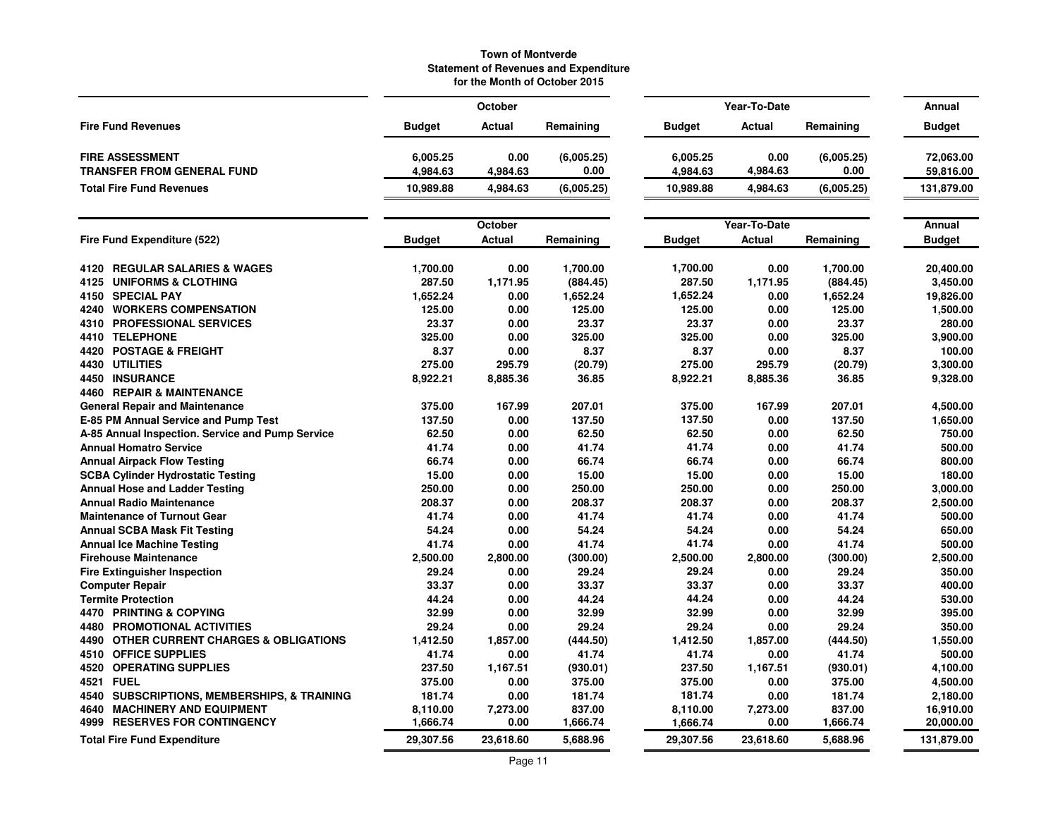# Town of Montverde
## Statement of Revenues and Expenditure
### for the Month of October 2015

| Fire Fund Revenues | October Budget | October Actual | October Remaining | Year-To-Date Budget | Year-To-Date Actual | Year-To-Date Remaining | Annual Budget |
|---|---|---|---|---|---|---|---|
| FIRE ASSESSMENT | 6,005.25 | 0.00 | (6,005.25) | 6,005.25 | 0.00 | (6,005.25) | 72,063.00 |
| TRANSFER FROM GENERAL FUND | 4,984.63 | 4,984.63 | 0.00 | 4,984.63 | 4,984.63 | 0.00 | 59,816.00 |
| **Total Fire Fund Revenues** | 10,989.88 | 4,984.63 | (6,005.25) | 10,989.88 | 4,984.63 | (6,005.25) | 131,879.00 |

| Fire Fund Expenditure (522) | October Budget | October Actual | October Remaining | Year-To-Date Budget | Year-To-Date Actual | Year-To-Date Remaining | Annual Budget |
|---|---|---|---|---|---|---|---|
| 4120 REGULAR SALARIES & WAGES | 1,700.00 | 0.00 | 1,700.00 | 1,700.00 | 0.00 | 1,700.00 | 20,400.00 |
| 4125 UNIFORMS & CLOTHING | 287.50 | 1,171.95 | (884.45) | 287.50 | 1,171.95 | (884.45) | 3,450.00 |
| 4150 SPECIAL PAY | 1,652.24 | 0.00 | 1,652.24 | 1,652.24 | 0.00 | 1,652.24 | 19,826.00 |
| 4240 WORKERS COMPENSATION | 125.00 | 0.00 | 125.00 | 125.00 | 0.00 | 125.00 | 1,500.00 |
| 4310 PROFESSIONAL SERVICES | 23.37 | 0.00 | 23.37 | 23.37 | 0.00 | 23.37 | 280.00 |
| 4410 TELEPHONE | 325.00 | 0.00 | 325.00 | 325.00 | 0.00 | 325.00 | 3,900.00 |
| 4420 POSTAGE & FREIGHT | 8.37 | 0.00 | 8.37 | 8.37 | 0.00 | 8.37 | 100.00 |
| 4430 UTILITIES | 275.00 | 295.79 | (20.79) | 275.00 | 295.79 | (20.79) | 3,300.00 |
| 4450 INSURANCE | 8,922.21 | 8,885.36 | 36.85 | 8,922.21 | 8,885.36 | 36.85 | 9,328.00 |
| 4460 REPAIR & MAINTENANCE | | | | | | | |
| General Repair and Maintenance | 375.00 | 167.99 | 207.01 | 375.00 | 167.99 | 207.01 | 4,500.00 |
| E-85 PM Annual Service and Pump Test | 137.50 | 0.00 | 137.50 | 137.50 | 0.00 | 137.50 | 1,650.00 |
| A-85 Annual Inspection. Service and Pump Service | 62.50 | 0.00 | 62.50 | 62.50 | 0.00 | 62.50 | 750.00 |
| Annual Homatro Service | 41.74 | 0.00 | 41.74 | 41.74 | 0.00 | 41.74 | 500.00 |
| Annual Airpack Flow Testing | 66.74 | 0.00 | 66.74 | 66.74 | 0.00 | 66.74 | 800.00 |
| SCBA Cylinder Hydrostatic Testing | 15.00 | 0.00 | 15.00 | 15.00 | 0.00 | 15.00 | 180.00 |
| Annual Hose and Ladder Testing | 250.00 | 0.00 | 250.00 | 250.00 | 0.00 | 250.00 | 3,000.00 |
| Annual Radio Maintenance | 208.37 | 0.00 | 208.37 | 208.37 | 0.00 | 208.37 | 2,500.00 |
| Maintenance of Turnout Gear | 41.74 | 0.00 | 41.74 | 41.74 | 0.00 | 41.74 | 500.00 |
| Annual SCBA Mask Fit Testing | 54.24 | 0.00 | 54.24 | 54.24 | 0.00 | 54.24 | 650.00 |
| Annual Ice Machine Testing | 41.74 | 0.00 | 41.74 | 41.74 | 0.00 | 41.74 | 500.00 |
| Firehouse Maintenance | 2,500.00 | 2,800.00 | (300.00) | 2,500.00 | 2,800.00 | (300.00) | 2,500.00 |
| Fire Extinguisher Inspection | 29.24 | 0.00 | 29.24 | 29.24 | 0.00 | 29.24 | 350.00 |
| Computer Repair | 33.37 | 0.00 | 33.37 | 33.37 | 0.00 | 33.37 | 400.00 |
| Termite Protection | 44.24 | 0.00 | 44.24 | 44.24 | 0.00 | 44.24 | 530.00 |
| 4470 PRINTING & COPYING | 32.99 | 0.00 | 32.99 | 32.99 | 0.00 | 32.99 | 395.00 |
| 4480 PROMOTIONAL ACTIVITIES | 29.24 | 0.00 | 29.24 | 29.24 | 0.00 | 29.24 | 350.00 |
| 4490 OTHER CURRENT CHARGES & OBLIGATIONS | 1,412.50 | 1,857.00 | (444.50) | 1,412.50 | 1,857.00 | (444.50) | 1,550.00 |
| 4510 OFFICE SUPPLIES | 41.74 | 0.00 | 41.74 | 41.74 | 0.00 | 41.74 | 500.00 |
| 4520 OPERATING SUPPLIES | 237.50 | 1,167.51 | (930.01) | 237.50 | 1,167.51 | (930.01) | 4,100.00 |
| 4521 FUEL | 375.00 | 0.00 | 375.00 | 375.00 | 0.00 | 375.00 | 4,500.00 |
| 4540 SUBSCRIPTIONS, MEMBERSHIPS, & TRAINING | 181.74 | 0.00 | 181.74 | 181.74 | 0.00 | 181.74 | 2,180.00 |
| 4640 MACHINERY AND EQUIPMENT | 8,110.00 | 7,273.00 | 837.00 | 8,110.00 | 7,273.00 | 837.00 | 16,910.00 |
| 4999 RESERVES FOR CONTINGENCY | 1,666.74 | 0.00 | 1,666.74 | 1,666.74 | 0.00 | 1,666.74 | 20,000.00 |
| **Total Fire Fund Expenditure** | 29,307.56 | 23,618.60 | 5,688.96 | 29,307.56 | 23,618.60 | 5,688.96 | 131,879.00 |